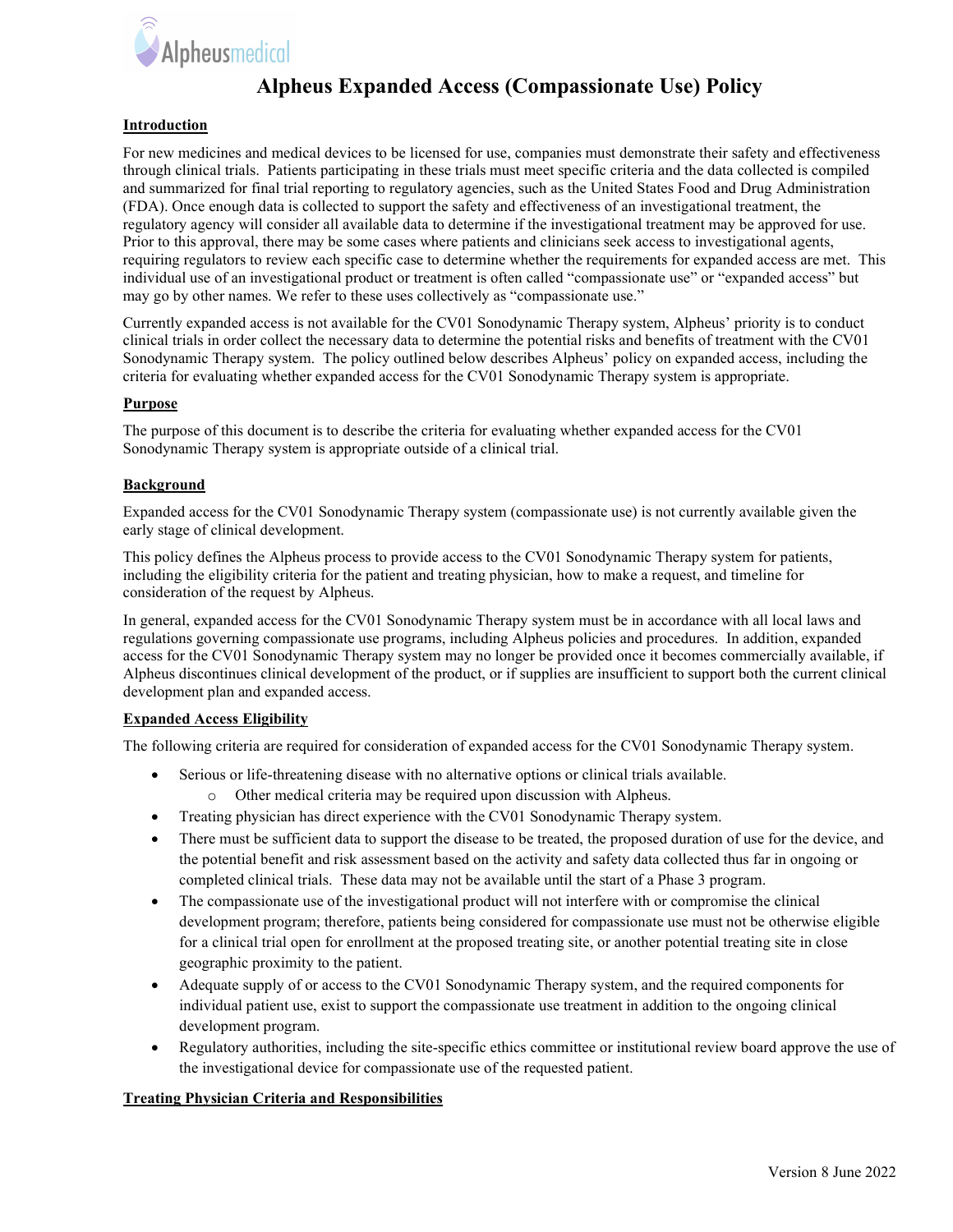# Alpheus Expanded Access (Compassionate Use) Policy

## Introduction

For new medicines and medical devices to be licensed for use, companies must demonstrate their safety and effectiveness through clinical trials. Patients participating in these trials must meet specific criteria and the data collected is compiled and summarized for final trial reporting to regulatory agencies, such as the United States Food and Drug Administration (FDA). Once enough data is collected to support the safety and effectiveness of an investigational treatment, the regulatory agency will consider all available data to determine if the investigational treatment may be approved for use. Prior to this approval, there may be some cases where patients and clinicians seek access to investigational agents, requiring regulators to review each specific case to determine whether the requirements for expanded access are met. This individual use of an investigational product or treatment is often called "compassionate use" or "expanded access" but may go by other names. We refer to these uses collectively as "compassionate use."

Currently expanded access is not available for the CV01 Sonodynamic Therapy system, Alpheus' priority is to conduct clinical trials in order collect the necessary data to determine the potential risks and benefits of treatment with the CV01 Sonodynamic Therapy system. The policy outlined below describes Alpheus' policy on expanded access, including the criteria for evaluating whether expanded access for the CV01 Sonodynamic Therapy system is appropriate.

## Purpose

The purpose of this document is to describe the criteria for evaluating whether expanded access for the CV01 Sonodynamic Therapy system is appropriate outside of a clinical trial.

## Background

Expanded access for the CV01 Sonodynamic Therapy system (compassionate use) is not currently available given the early stage of clinical development.

This policy defines the Alpheus process to provide access to the CV01 Sonodynamic Therapy system for patients, including the eligibility criteria for the patient and treating physician, how to make a request, and timeline for consideration of the request by Alpheus.

In general, expanded access for the CV01 Sonodynamic Therapy system must be in accordance with all local laws and regulations governing compassionate use programs, including Alpheus policies and procedures. In addition, expanded access for the CV01 Sonodynamic Therapy system may no longer be provided once it becomes commercially available, if Alpheus discontinues clinical development of the product, or if supplies are insufficient to support both the current clinical development plan and expanded access.

## Expanded Access Eligibility

The following criteria are required for consideration of expanded access for the CV01 Sonodynamic Therapy system.

- Serious or life-threatening disease with no alternative options or clinical trials available.
  - Other medical criteria may be required upon discussion with Alpheus.
- Treating physician has direct experience with the CV01 Sonodynamic Therapy system.
- There must be sufficient data to support the disease to be treated, the proposed duration of use for the device, and the potential benefit and risk assessment based on the activity and safety data collected thus far in ongoing or completed clinical trials. These data may not be available until the start of a Phase 3 program.
- The compassionate use of the investigational product will not interfere with or compromise the clinical development program; therefore, patients being considered for compassionate use must not be otherwise eligible for a clinical trial open for enrollment at the proposed treating site, or another potential treating site in close geographic proximity to the patient.
- Adequate supply of or access to the CV01 Sonodynamic Therapy system, and the required components for individual patient use, exist to support the compassionate use treatment in addition to the ongoing clinical development program.
- Regulatory authorities, including the site-specific ethics committee or institutional review board approve the use of the investigational device for compassionate use of the requested patient.

## Treating Physician Criteria and Responsibilities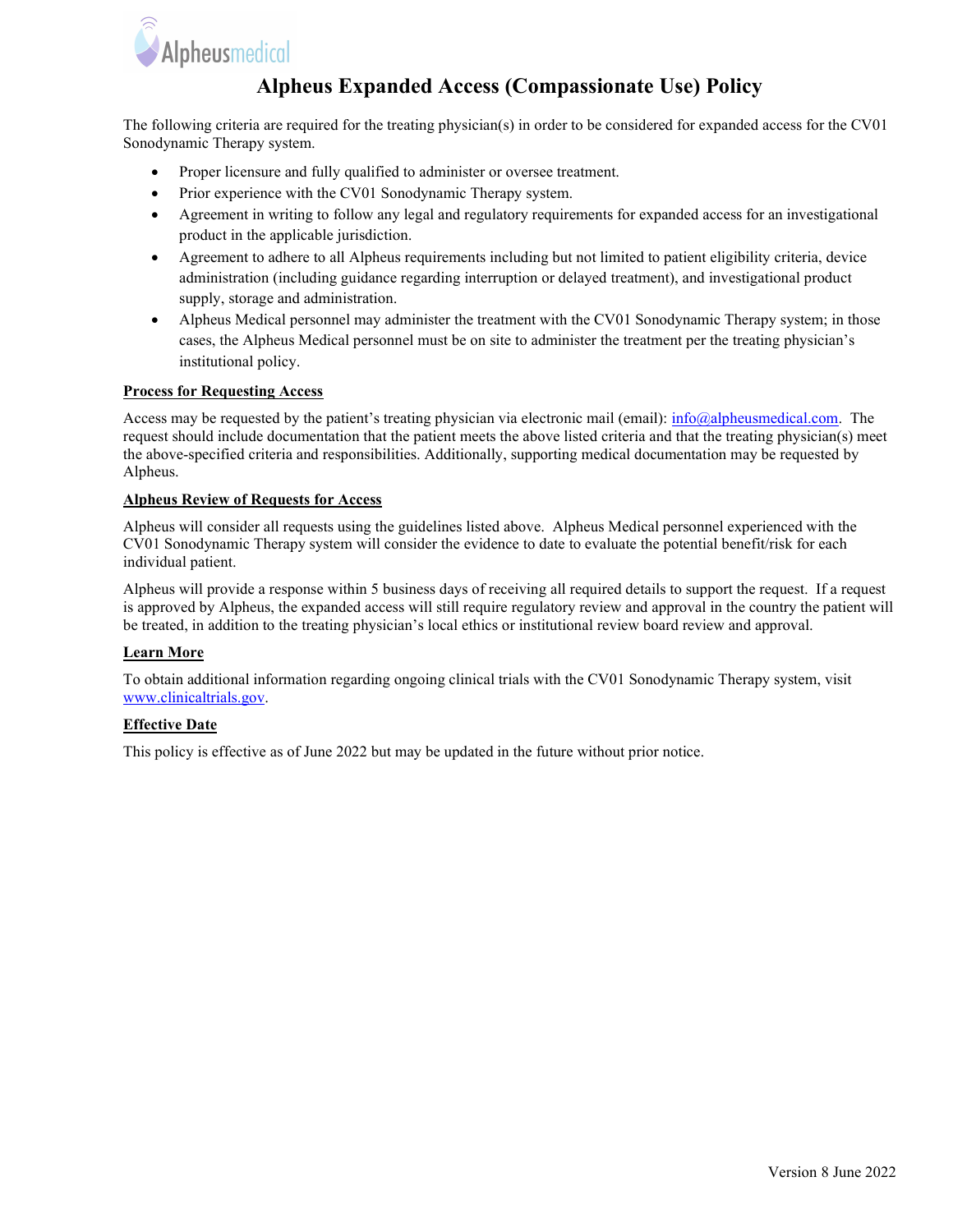# Alpheus Expanded Access (Compassionate Use) Policy

The following criteria are required for the treating physician(s) in order to be considered for expanded access for the CV01 Sonodynamic Therapy system.

- Proper licensure and fully qualified to administer or oversee treatment.
- Prior experience with the CV01 Sonodynamic Therapy system.
- Agreement in writing to follow any legal and regulatory requirements for expanded access for an investigational product in the applicable jurisdiction.
- Agreement to adhere to all Alpheus requirements including but not limited to patient eligibility criteria, device administration (including guidance regarding interruption or delayed treatment), and investigational product supply, storage and administration.
- Alpheus Medical personnel may administer the treatment with the CV01 Sonodynamic Therapy system; in those cases, the Alpheus Medical personnel must be on site to administer the treatment per the treating physician's institutional policy.

**Process for Requesting Access**

Access may be requested by the patient's treating physician via electronic mail (email): info@alpheusmedical.com. The request should include documentation that the patient meets the above listed criteria and that the treating physician(s) meet the above-specified criteria and responsibilities. Additionally, supporting medical documentation may be requested by Alpheus.

**Alpheus Review of Requests for Access**

Alpheus will consider all requests using the guidelines listed above. Alpheus Medical personnel experienced with the CV01 Sonodynamic Therapy system will consider the evidence to date to evaluate the potential benefit/risk for each individual patient.

Alpheus will provide a response within 5 business days of receiving all required details to support the request. If a request is approved by Alpheus, the expanded access will still require regulatory review and approval in the country the patient will be treated, in addition to the treating physician's local ethics or institutional review board review and approval.

**Learn More**

To obtain additional information regarding ongoing clinical trials with the CV01 Sonodynamic Therapy system, visit www.clinicaltrials.gov.

**Effective Date**

This policy is effective as of June 2022 but may be updated in the future without prior notice.

Version 8 June 2022